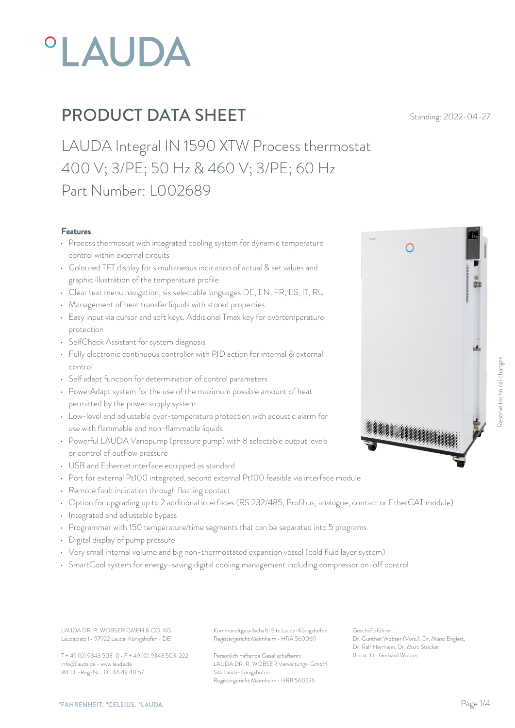# PRODUCT DATA SHEET

Standing: 2022-04-27

## LAUDA Integral IN 1590 XTW Process thermostat 400 V; 3/PE; 50 Hz & 460 V; 3/PE; 60 Hz Part Number: L002689

### Features

- Process thermostat with integrated cooling system for dynamic temperature control within external circuits
- Coloured TFT display for simultaneous indication of actual & set values and graphic illustration of the temperature profile
- Clear text menu navigation, six selectable languages DE, EN, FR, ES, IT, RU
- Management of heat transfer liquids with stored properties
- Easy input via cursor and soft keys. Additional Tmax key for overtemperature protection
- SelfCheck Assistant for system diagnosis
- Fully electronic continuous controller with PID action for internal & external control
- Self adapt function for determination of control parameters
- PowerAdapt system for the use of the maximum possible amount of heat permitted by the power supply system
- Low-level and adjustable over-temperature protection with acoustic alarm for use with flammable and non-flammable liquids
- Powerful LAUDA Variopump (pressure pump) with 8 selectable output levels or control of outflow pressure
- USB and Ethernet interface equipped as standard
- Port for external Pt100 integrated, second external Pt100 feasible via interface module
- Remote fault indication through floating contact
- Option for upgrading up to 2 additional interfaces (RS 232/485, Profibus, analogue, contact or EtherCAT module)
- Integrated and adjustable bypass
- Programmer with 150 temperature/time segments that can be separated into 5 programs
- Digital display of pump pressure
- Very small internal volume and big non-thermostated expansion vessel (cold fluid layer system)
- SmartCool system for energy-saving digital cooling management including compressor on-off control

Reserve technical changes

LAUDA DR. R. WOBSER GMBH & CO. KG
Laudaplatz 1 • 97922 Lauda-Königshofen • DE

T + 49 (0) 9343 503-0 • F + 49 (0) 9343 503-222
info@lauda.de • www.lauda.de
WEEE-Reg-Nr.: DE 66 42 40 57

Kommanditgesellschaft: Sitz Lauda-Königshofen
Registergericht Mannheim • HRA 560069

Persönlich haftende Gesellschafterin:
LAUDA DR. R. WOBSER Verwaltungs-GmbH
Sitz Lauda-Königshofen
Registergericht Mannheim • HRB 560226

Geschäftsführer:
Dr. Gunther Wobser (Vors.), Dr. Mario Englert, Dr. Ralf Hermann, Dr. Marc Stricker
Beirat: Dr. Gerhard Wobser

°FAHRENHEIT. °CELSIUS. °LAUDA.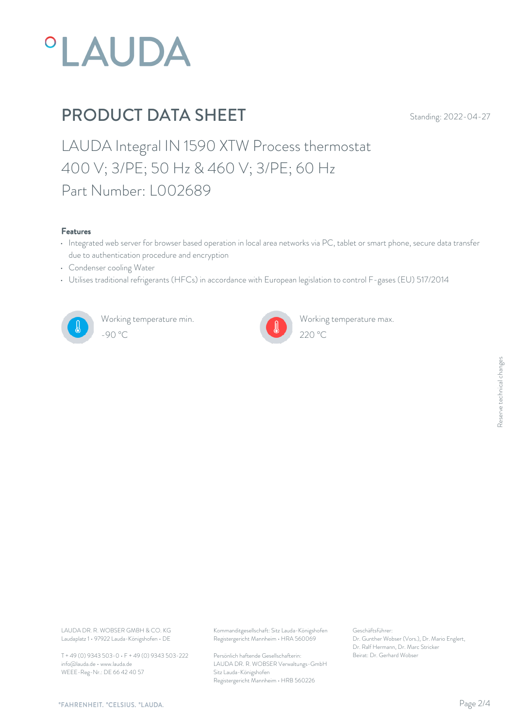# PRODUCT DATA SHEET

Standing: 2022-04-27

## LAUDA Integral IN 1590 XTW Process thermostat
## 400 V; 3/PE; 50 Hz & 460 V; 3/PE; 60 Hz
## Part Number: L002689

### Features

- Integrated web server for browser based operation in local area networks via PC, tablet or smart phone, secure data transfer due to authentication procedure and encryption
- Condenser cooling Water
- Utilises traditional refrigerants (HFCs) in accordance with European legislation to control F-gases (EU) 517/2014

Working temperature min.
-90 °C

Working temperature max.
220 °C

Reserve technical changes

LAUDA DR. R. WOBSER GMBH & CO. KG
Laudaplatz 1 • 97922 Lauda-Königshofen • DE

T + 49 (0) 9343 503-0 • F + 49 (0) 9343 503-222
info@lauda.de • www.lauda.de
WEEE-Reg-Nr.: DE 66 42 40 57

Kommanditgesellschaft: Sitz Lauda-Königshofen
Registergericht Mannheim • HRA 560069

Persönlich haftende Gesellschafterin:
LAUDA DR. R. WOBSER Verwaltungs-GmbH
Sitz Lauda-Königshofen
Registergericht Mannheim • HRB 560226

Geschäftsführer:
Dr. Gunther Wobser (Vors.), Dr. Mario Englert,
Dr. Ralf Hermann, Dr. Marc Stricker
Beirat: Dr. Gerhard Wobser

°FAHRENHEIT. °CELSIUS. °LAUDA.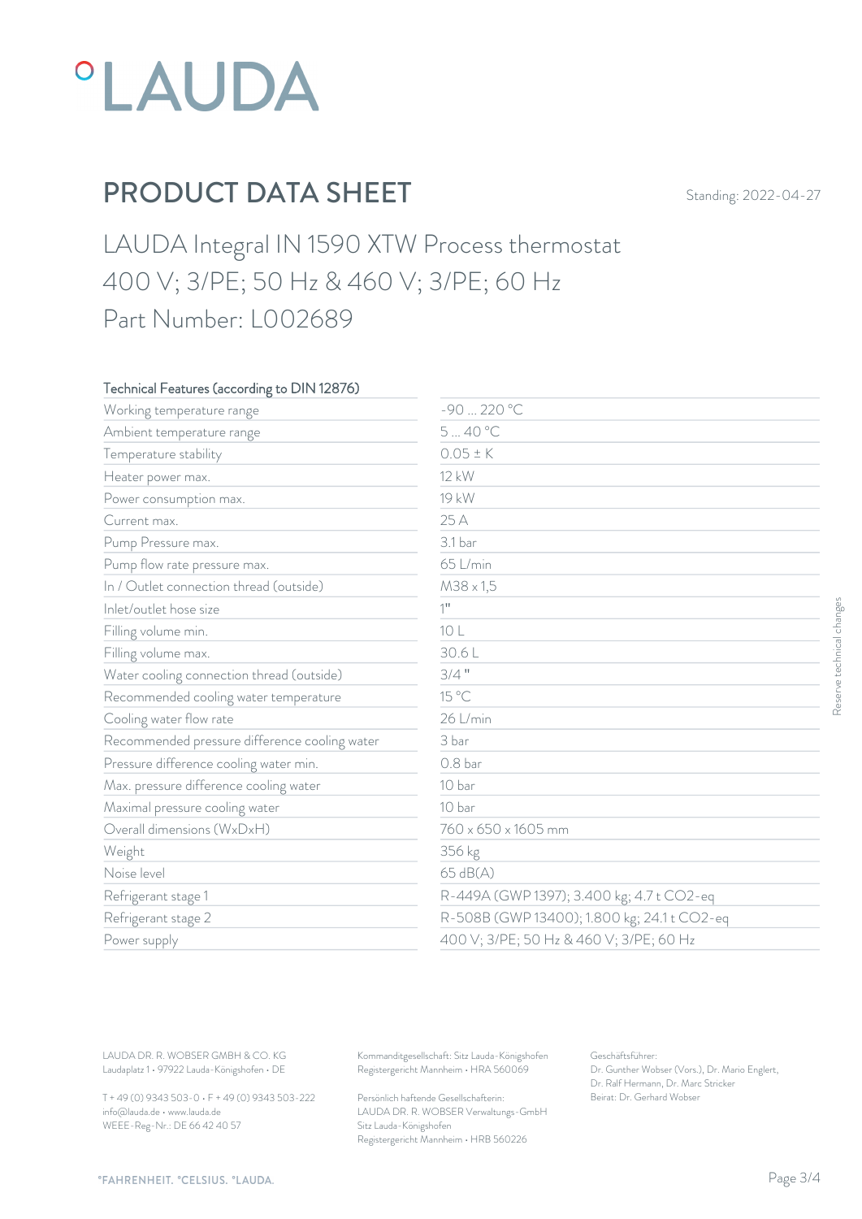°LAUDA

# PRODUCT DATA SHEET

Standing: 2022-04-27

## LAUDA Integral IN 1590 XTW Process thermostat 400 V; 3/PE; 50 Hz & 460 V; 3/PE; 60 Hz Part Number: L002689

| Technical Features (according to DIN 12876) | |
|---|---|
| Working temperature range | -90 ... 220 °C |
| Ambient temperature range | 5 ... 40 °C |
| Temperature stability | 0.05 ± K |
| Heater power max. | 12 kW |
| Power consumption max. | 19 kW |
| Current max. | 25 A |
| Pump Pressure max. | 3.1 bar |
| Pump flow rate pressure max. | 65 L/min |
| In / Outlet connection thread (outside) | M38 x 1,5 |
| Inlet/outlet hose size | 1" |
| Filling volume min. | 10 L |
| Filling volume max. | 30.6 L |
| Water cooling connection thread (outside) | 3/4 " |
| Recommended cooling water temperature | 15 °C |
| Cooling water flow rate | 26 L/min |
| Recommended pressure difference cooling water | 3 bar |
| Pressure difference cooling water min. | 0.8 bar |
| Max. pressure difference cooling water | 10 bar |
| Maximal pressure cooling water | 10 bar |
| Overall dimensions (WxDxH) | 760 x 650 x 1605 mm |
| Weight | 356 kg |
| Noise level | 65 dB(A) |
| Refrigerant stage 1 | R-449A (GWP 1397); 3.400 kg; 4.7 t CO2-eq |
| Refrigerant stage 2 | R-508B (GWP 13400); 1.800 kg; 24.1 t CO2-eq |
| Power supply | 400 V; 3/PE; 50 Hz & 460 V; 3/PE; 60 Hz |

Reserve technical changes

LAUDA DR. R. WOBSER GMBH & CO. KG
Laudaplatz 1 • 97922 Lauda-Königshofen • DE

T + 49 (0) 9343 503-0 • F + 49 (0) 9343 503-222
info@lauda.de • www.lauda.de
WEEE-Reg-Nr.: DE 66 42 40 57

Kommanditgesellschaft: Sitz Lauda-Königshofen
Registergericht Mannheim • HRA 560069

Persönlich haftende Gesellschafterin:
LAUDA DR. R. WOBSER Verwaltungs-GmbH
Sitz Lauda-Königshofen
Registergericht Mannheim • HRB 560226

Geschäftsführer:
Dr. Gunther Wobser (Vors.), Dr. Mario Englert, Dr. Ralf Hermann, Dr. Marc Stricker
Beirat: Dr. Gerhard Wobser

°FAHRENHEIT. °CELSIUS. °LAUDA.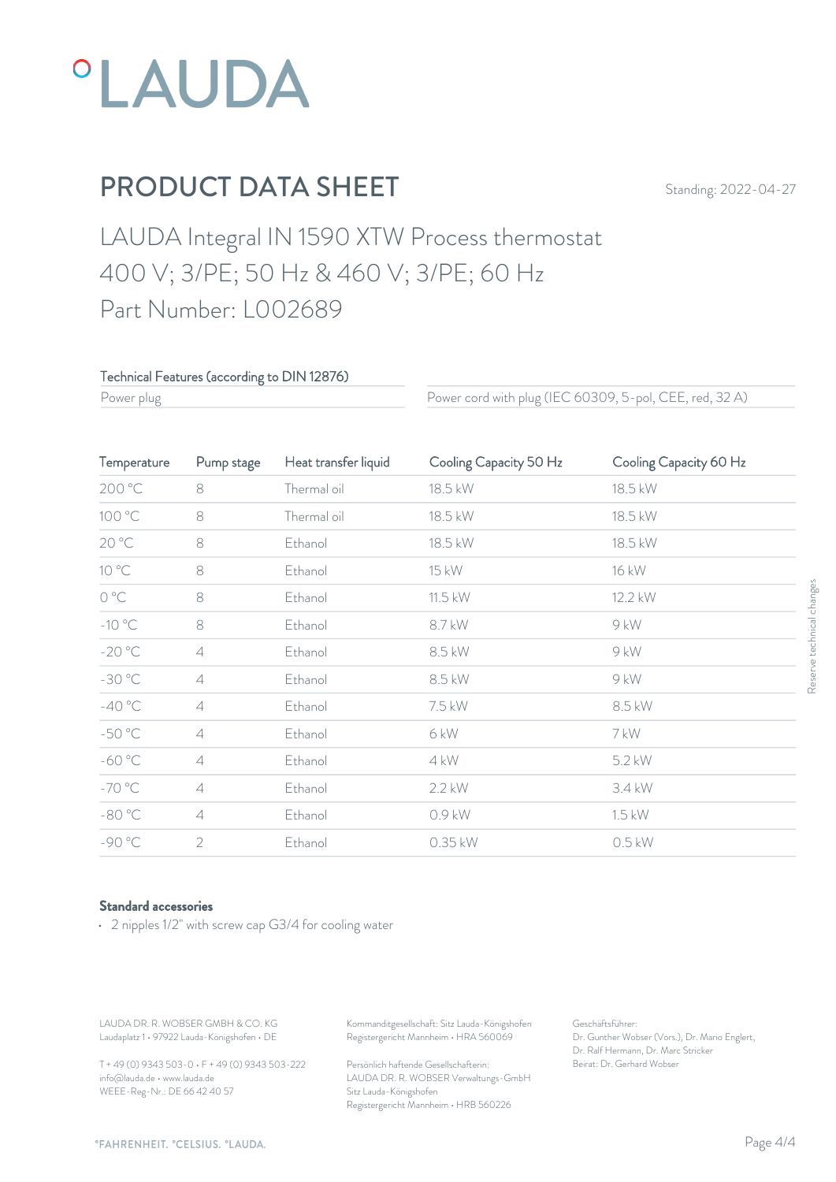# PRODUCT DATA SHEET

Standing: 2022-04-27

## LAUDA Integral IN 1590 XTW Process thermostat
## 400 V; 3/PE; 50 Hz & 460 V; 3/PE; 60 Hz
## Part Number: L002689

### Technical Features (according to DIN 12876)

| | |
|---|---|
| Power plug | Power cord with plug (IEC 60309, 5-pol, CEE, red, 32 A) |

| Temperature | Pump stage | Heat transfer liquid | Cooling Capacity 50 Hz | Cooling Capacity 60 Hz |
|---|---|---|---|---|
| 200 °C | 8 | Thermal oil | 18.5 kW | 18.5 kW |
| 100 °C | 8 | Thermal oil | 18.5 kW | 18.5 kW |
| 20 °C | 8 | Ethanol | 18.5 kW | 18.5 kW |
| 10 °C | 8 | Ethanol | 15 kW | 16 kW |
| 0 °C | 8 | Ethanol | 11.5 kW | 12.2 kW |
| -10 °C | 8 | Ethanol | 8.7 kW | 9 kW |
| -20 °C | 4 | Ethanol | 8.5 kW | 9 kW |
| -30 °C | 4 | Ethanol | 8.5 kW | 9 kW |
| -40 °C | 4 | Ethanol | 7.5 kW | 8.5 kW |
| -50 °C | 4 | Ethanol | 6 kW | 7 kW |
| -60 °C | 4 | Ethanol | 4 kW | 5.2 kW |
| -70 °C | 4 | Ethanol | 2.2 kW | 3.4 kW |
| -80 °C | 4 | Ethanol | 0.9 kW | 1.5 kW |
| -90 °C | 2 | Ethanol | 0.35 kW | 0.5 kW |

**Standard accessories**

- 2 nipples 1/2" with screw cap G3/4 for cooling water

Reserve technical changes

LAUDA DR. R. WOBSER GMBH & CO. KG
Laudaplatz 1 • 97922 Lauda-Königshofen • DE

T + 49 (0) 9343 503-0 • F + 49 (0) 9343 503-222
info@lauda.de • www.lauda.de
WEEE-Reg-Nr.: DE 66 42 40 57

Kommanditgesellschaft: Sitz Lauda-Königshofen
Registergericht Mannheim • HRA 560069

Persönlich haftende Gesellschafterin:
LAUDA DR. R. WOBSER Verwaltungs-GmbH
Sitz Lauda-Königshofen
Registergericht Mannheim • HRB 560226

Geschäftsführer:
Dr. Gunther Wobser (Vors.), Dr. Mario Englert, Dr. Ralf Hermann, Dr. Marc Stricker
Beirat: Dr. Gerhard Wobser

°FAHRENHEIT. °CELSIUS. °LAUDA.